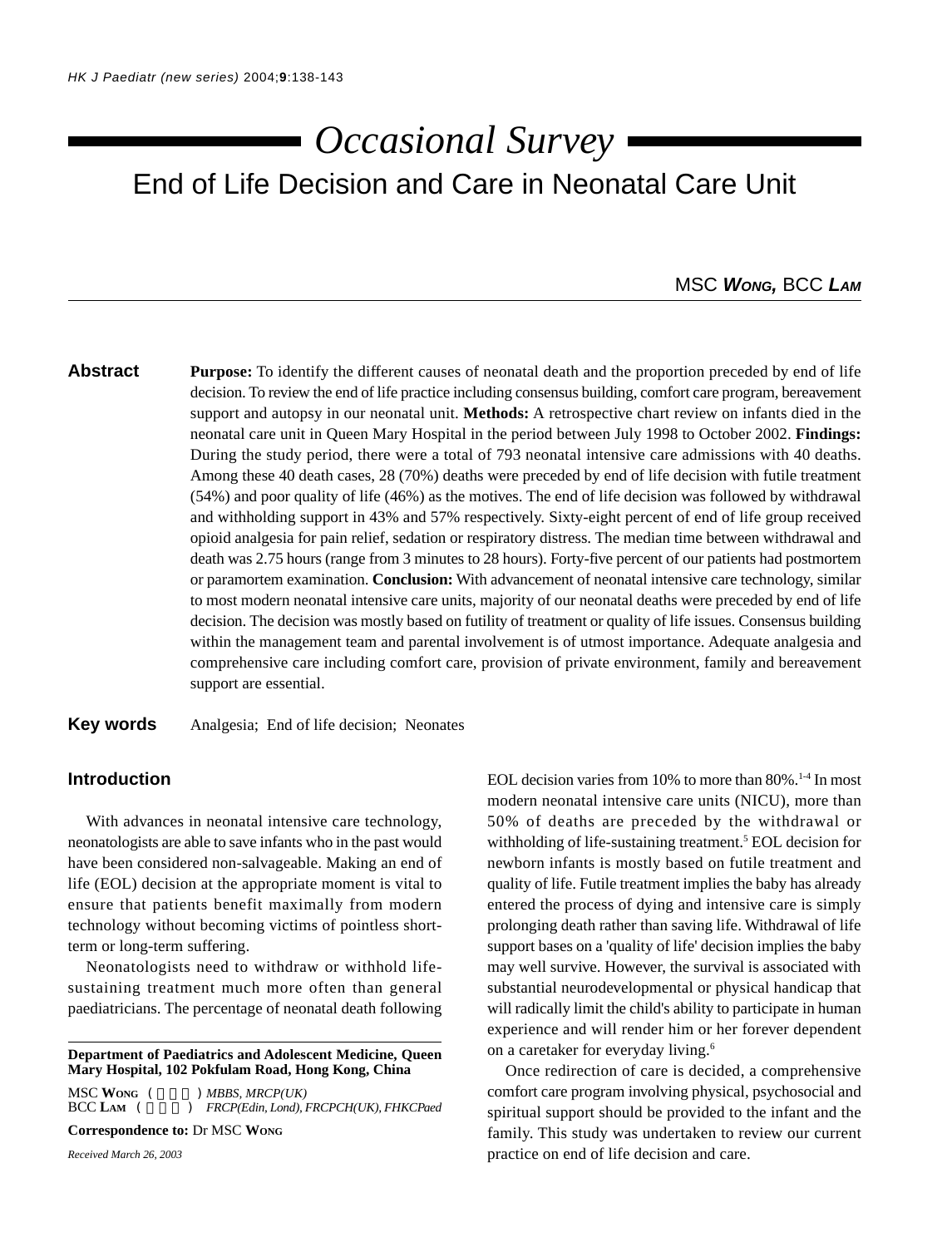# Occasional Survey

## End of Life Decision and Care in Neonatal Care Unit

MSC **Wong**, BCC **Lam**

### Abstract

**Purpose:** To identify the different causes of neonatal death and the proportion preceded by end of life decision. To review the end of life practice including consensus building, comfort care program, bereavement support and autopsy in our neonatal unit. **Methods:** A retrospective chart review on infants died in the neonatal care unit in Queen Mary Hospital in the period between July 1998 to October 2002. **Findings:** During the study period, there were a total of 793 neonatal intensive care admissions with 40 deaths. Among these 40 death cases, 28 (70%) deaths were preceded by end of life decision with futile treatment (54%) and poor quality of life (46%) as the motives. The end of life decision was followed by withdrawal and withholding support in 43% and 57% respectively. Sixty-eight percent of end of life group received opioid analgesia for pain relief, sedation or respiratory distress. The median time between withdrawal and death was 2.75 hours (range from 3 minutes to 28 hours). Forty-five percent of our patients had postmortem or paramortem examination. **Conclusion:** With advancement of neonatal intensive care technology, similar to most modern neonatal intensive care units, majority of our neonatal deaths were preceded by end of life decision. The decision was mostly based on futility of treatment or quality of life issues. Consensus building within the management team and parental involvement is of utmost importance. Adequate analgesia and comprehensive care including comfort care, provision of private environment, family and bereavement support are essential.

**Key words** Analgesia; End of life decision; Neonates

### Introduction

With advances in neonatal intensive care technology, neonatologists are able to save infants who in the past would have been considered non-salvageable. Making an end of life (EOL) decision at the appropriate moment is vital to ensure that patients benefit maximally from modern technology without becoming victims of pointless short-term or long-term suffering.

Neonatologists need to withdraw or withhold life-sustaining treatment much more often than general paediatricians. The percentage of neonatal death following EOL decision varies from 10% to more than 80%.[1-4] In most modern neonatal intensive care units (NICU), more than 50% of deaths are preceded by the withdrawal or withholding of life-sustaining treatment.[5] EOL decision for newborn infants is mostly based on futile treatment and quality of life. Futile treatment implies the baby has already entered the process of dying and intensive care is simply prolonging death rather than saving life. Withdrawal of life support bases on a 'quality of life' decision implies the baby may well survive. However, the survival is associated with substantial neurodevelopmental or physical handicap that will radically limit the child's ability to participate in human experience and will render him or her forever dependent on a caretaker for everyday living.[6]

Once redirection of care is decided, a comprehensive comfort care program involving physical, psychosocial and spiritual support should be provided to the infant and the family. This study was undertaken to review our current practice on end of life decision and care.

---

**Department of Paediatrics and Adolescent Medicine, Queen Mary Hospital, 102 Pokfulam Road, Hong Kong, China**

MSC **Wong** ( ) *MBBS, MRCP(UK)*
BCC **Lam** ( ) *FRCP(Edin, Lond), FRCPCH(UK), FHKCPaed*

**Correspondence to:** Dr MSC **Wong**

*Received March 26, 2003*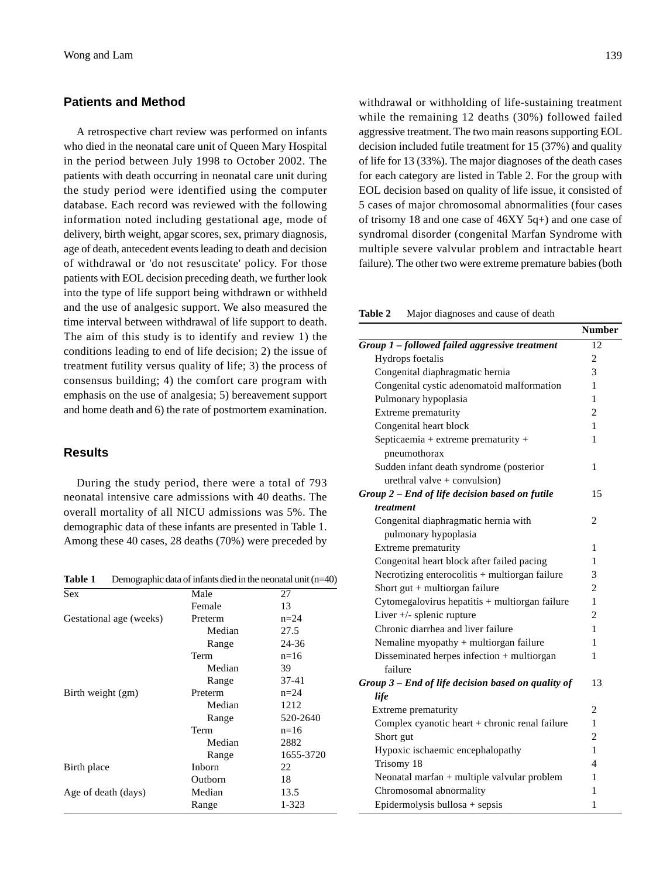## Patients and Method

A retrospective chart review was performed on infants who died in the neonatal care unit of Queen Mary Hospital in the period between July 1998 to October 2002. The patients with death occurring in neonatal care unit during the study period were identified using the computer database. Each record was reviewed with the following information noted including gestational age, mode of delivery, birth weight, apgar scores, sex, primary diagnosis, age of death, antecedent events leading to death and decision of withdrawal or 'do not resuscitate' policy. For those patients with EOL decision preceding death, we further look into the type of life support being withdrawn or withheld and the use of analgesic support. We also measured the time interval between withdrawal of life support to death. The aim of this study is to identify and review 1) the conditions leading to end of life decision; 2) the issue of treatment futility versus quality of life; 3) the process of consensus building; 4) the comfort care program with emphasis on the use of analgesia; 5) bereavement support and home death and 6) the rate of postmortem examination.

## Results

During the study period, there were a total of 793 neonatal intensive care admissions with 40 deaths. The overall mortality of all NICU admissions was 5%. The demographic data of these infants are presented in Table 1. Among these 40 cases, 28 deaths (70%) were preceded by withdrawal or withholding of life-sustaining treatment while the remaining 12 deaths (30%) followed failed aggressive treatment. The two main reasons supporting EOL decision included futile treatment for 15 (37%) and quality of life for 13 (33%). The major diagnoses of the death cases for each category are listed in Table 2. For the group with EOL decision based on quality of life issue, it consisted of 5 cases of major chromosomal abnormalities (four cases of trisomy 18 and one case of 46XY 5q+) and one case of syndromal disorder (congenital Marfan Syndrome with multiple severe valvular problem and intractable heart failure). The other two were extreme premature babies (both

**Table 1** Demographic data of infants died in the neonatal unit (n=40)

| | | |
|---|---|---|
| Sex | Male | 27 |
| | Female | 13 |
| Gestational age (weeks) | Preterm | n=24 |
| | Median | 27.5 |
| | Range | 24-36 |
| | Term | n=16 |
| | Median | 39 |
| | Range | 37-41 |
| Birth weight (gm) | Preterm | n=24 |
| | Median | 1212 |
| | Range | 520-2640 |
| | Term | n=16 |
| | Median | 2882 |
| | Range | 1655-3720 |
| Birth place | Inborn | 22 |
| | Outborn | 18 |
| Age of death (days) | Median | 13.5 |
| | Range | 1-323 |

**Table 2** Major diagnoses and cause of death

| | Number |
|---|---|
| ***Group 1 – followed failed aggressive treatment*** | 12 |
| Hydrops foetalis | 2 |
| Congenital diaphragmatic hernia | 3 |
| Congenital cystic adenomatoid malformation | 1 |
| Pulmonary hypoplasia | 1 |
| Extreme prematurity | 2 |
| Congenital heart block | 1 |
| Septicaemia + extreme prematurity + pneumothorax | 1 |
| Sudden infant death syndrome (posterior urethral valve + convulsion) | 1 |
| ***Group 2 – End of life decision based on futile treatment*** | 15 |
| Congenital diaphragmatic hernia with pulmonary hypoplasia | 2 |
| Extreme prematurity | 1 |
| Congenital heart block after failed pacing | 1 |
| Necrotizing enterocolitis + multiorgan failure | 3 |
| Short gut + multiorgan failure | 2 |
| Cytomegalovirus hepatitis + multiorgan failure | 1 |
| Liver +/- splenic rupture | 2 |
| Chronic diarrhea and liver failure | 1 |
| Nemaline myopathy + multiorgan failure | 1 |
| Disseminated herpes infection + multiorgan failure | 1 |
| ***Group 3 – End of life decision based on quality of life*** | 13 |
| Extreme prematurity | 2 |
| Complex cyanotic heart + chronic renal failure | 1 |
| Short gut | 2 |
| Hypoxic ischaemic encephalopathy | 1 |
| Trisomy 18 | 4 |
| Neonatal marfan + multiple valvular problem | 1 |
| Chromosomal abnormality | 1 |
| Epidermolysis bullosa + sepsis | 1 |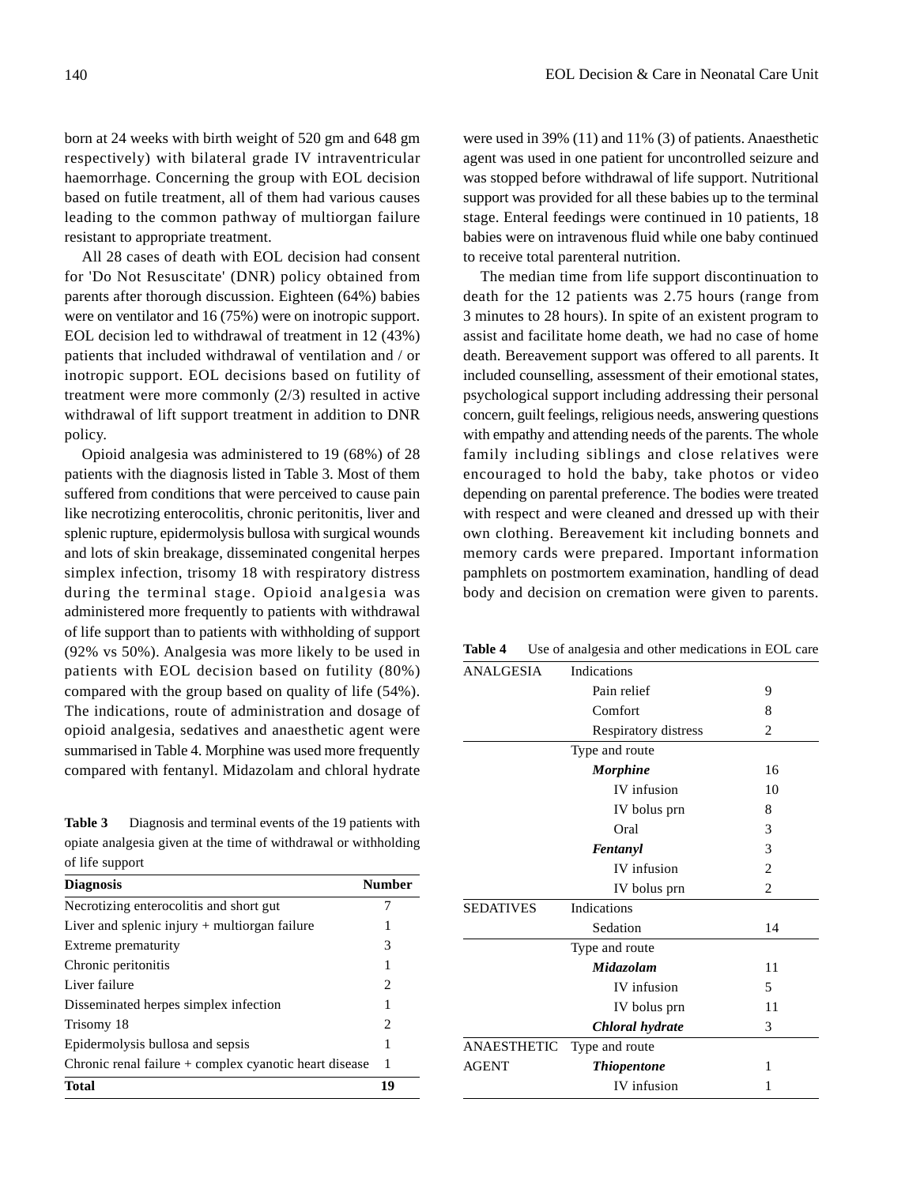born at 24 weeks with birth weight of 520 gm and 648 gm respectively) with bilateral grade IV intraventricular haemorrhage. Concerning the group with EOL decision based on futile treatment, all of them had various causes leading to the common pathway of multiorgan failure resistant to appropriate treatment.

All 28 cases of death with EOL decision had consent for 'Do Not Resuscitate' (DNR) policy obtained from parents after thorough discussion. Eighteen (64%) babies were on ventilator and 16 (75%) were on inotropic support. EOL decision led to withdrawal of treatment in 12 (43%) patients that included withdrawal of ventilation and / or inotropic support. EOL decisions based on futility of treatment were more commonly (2/3) resulted in active withdrawal of lift support treatment in addition to DNR policy.

Opioid analgesia was administered to 19 (68%) of 28 patients with the diagnosis listed in Table 3. Most of them suffered from conditions that were perceived to cause pain like necrotizing enterocolitis, chronic peritonitis, liver and splenic rupture, epidermolysis bullosa with surgical wounds and lots of skin breakage, disseminated congenital herpes simplex infection, trisomy 18 with respiratory distress during the terminal stage. Opioid analgesia was administered more frequently to patients with withdrawal of life support than to patients with withholding of support (92% vs 50%). Analgesia was more likely to be used in patients with EOL decision based on futility (80%) compared with the group based on quality of life (54%). The indications, route of administration and dosage of opioid analgesia, sedatives and anaesthetic agent were summarised in Table 4. Morphine was used more frequently compared with fentanyl. Midazolam and chloral hydrate were used in 39% (11) and 11% (3) of patients. Anaesthetic agent was used in one patient for uncontrolled seizure and was stopped before withdrawal of life support. Nutritional support was provided for all these babies up to the terminal stage. Enteral feedings were continued in 10 patients, 18 babies were on intravenous fluid while one baby continued to receive total parenteral nutrition.

The median time from life support discontinuation to death for the 12 patients was 2.75 hours (range from 3 minutes to 28 hours). In spite of an existent program to assist and facilitate home death, we had no case of home death. Bereavement support was offered to all parents. It included counselling, assessment of their emotional states, psychological support including addressing their personal concern, guilt feelings, religious needs, answering questions with empathy and attending needs of the parents. The whole family including siblings and close relatives were encouraged to hold the baby, take photos or video depending on parental preference. The bodies were treated with respect and were cleaned and dressed up with their own clothing. Bereavement kit including bonnets and memory cards were prepared. Important information pamphlets on postmortem examination, handling of dead body and decision on cremation were given to parents.

**Table 3** Diagnosis and terminal events of the 19 patients with opiate analgesia given at the time of withdrawal or withholding of life support

| Diagnosis | Number |
|---|---|
| Necrotizing enterocolitis and short gut | 7 |
| Liver and splenic injury + multiorgan failure | 1 |
| Extreme prematurity | 3 |
| Chronic peritonitis | 1 |
| Liver failure | 2 |
| Disseminated herpes simplex infection | 1 |
| Trisomy 18 | 2 |
| Epidermolysis bullosa and sepsis | 1 |
| Chronic renal failure + complex cyanotic heart disease | 1 |
| **Total** | **19** |

**Table 4** Use of analgesia and other medications in EOL care

| | | |
|---|---|---|
| ANALGESIA | Indications | |
| | Pain relief | 9 |
| | Comfort | 8 |
| | Respiratory distress | 2 |
| | Type and route | |
| | ***Morphine*** | 16 |
| | IV infusion | 10 |
| | IV bolus prn | 8 |
| | Oral | 3 |
| | ***Fentanyl*** | 3 |
| | IV infusion | 2 |
| | IV bolus prn | 2 |
| SEDATIVES | Indications | |
| | Sedation | 14 |
| | Type and route | |
| | ***Midazolam*** | 11 |
| | IV infusion | 5 |
| | IV bolus prn | 11 |
| | ***Chloral hydrate*** | 3 |
| ANAESTHETIC AGENT | Type and route | |
| | ***Thiopentone*** | 1 |
| | IV infusion | 1 |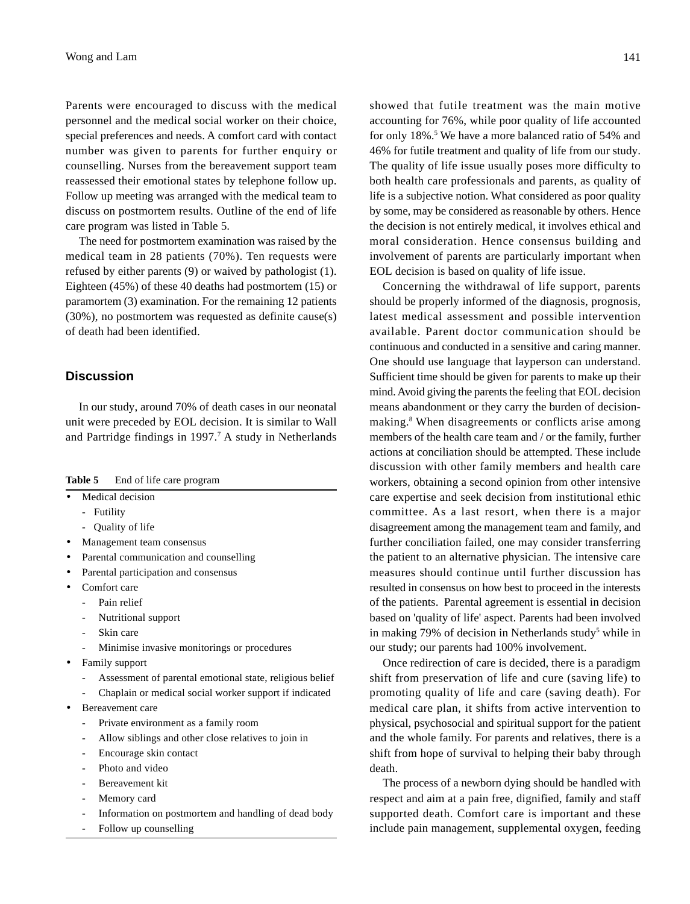Parents were encouraged to discuss with the medical personnel and the medical social worker on their choice, special preferences and needs. A comfort card with contact number was given to parents for further enquiry or counselling. Nurses from the bereavement support team reassessed their emotional states by telephone follow up. Follow up meeting was arranged with the medical team to discuss on postmortem results. Outline of the end of life care program was listed in Table 5.

The need for postmortem examination was raised by the medical team in 28 patients (70%). Ten requests were refused by either parents (9) or waived by pathologist (1). Eighteen (45%) of these 40 deaths had postmortem (15) or paramortem (3) examination. For the remaining 12 patients (30%), no postmortem was requested as definite cause(s) of death had been identified.

## Discussion

In our study, around 70% of death cases in our neonatal unit were preceded by EOL decision. It is similar to Wall and Partridge findings in 1997.[7] A study in Netherlands showed that futile treatment was the main motive accounting for 76%, while poor quality of life accounted for only 18%.[5] We have a more balanced ratio of 54% and 46% for futile treatment and quality of life from our study. The quality of life issue usually poses more difficulty to both health care professionals and parents, as quality of life is a subjective notion. What considered as poor quality by some, may be considered as reasonable by others. Hence the decision is not entirely medical, it involves ethical and moral consideration. Hence consensus building and involvement of parents are particularly important when EOL decision is based on quality of life issue.

Concerning the withdrawal of life support, parents should be properly informed of the diagnosis, prognosis, latest medical assessment and possible intervention available. Parent doctor communication should be continuous and conducted in a sensitive and caring manner. One should use language that layperson can understand. Sufficient time should be given for parents to make up their mind. Avoid giving the parents the feeling that EOL decision means abandonment or they carry the burden of decision-making.[8] When disagreements or conflicts arise among members of the health care team and / or the family, further actions at conciliation should be attempted. These include discussion with other family members and health care workers, obtaining a second opinion from other intensive care expertise and seek decision from institutional ethic committee. As a last resort, when there is a major disagreement among the management team and family, and further conciliation failed, one may consider transferring the patient to an alternative physician. The intensive care measures should continue until further discussion has resulted in consensus on how best to proceed in the interests of the patients. Parental agreement is essential in decision based on 'quality of life' aspect. Parents had been involved in making 79% of decision in Netherlands study[5] while in our study; our parents had 100% involvement.

Once redirection of care is decided, there is a paradigm shift from preservation of life and cure (saving life) to promoting quality of life and care (saving death). For medical care plan, it shifts from active intervention to physical, psychosocial and spiritual support for the patient and the whole family. For parents and relatives, there is a shift from hope of survival to helping their baby through death.

The process of a newborn dying should be handled with respect and aim at a pain free, dignified, family and staff supported death. Comfort care is important and these include pain management, supplemental oxygen, feeding

**Table 5** End of life care program

- Medical decision
  - Futility
  - Quality of life
- Management team consensus
- Parental communication and counselling
- Parental participation and consensus
- Comfort care
  - Pain relief
  - Nutritional support
  - Skin care
  - Minimise invasive monitorings or procedures
- Family support
  - Assessment of parental emotional state, religious belief
  - Chaplain or medical social worker support if indicated
- Bereavement care
  - Private environment as a family room
  - Allow siblings and other close relatives to join in
  - Encourage skin contact
  - Photo and video
  - Bereavement kit
  - Memory card
  - Information on postmortem and handling of dead body
  - Follow up counselling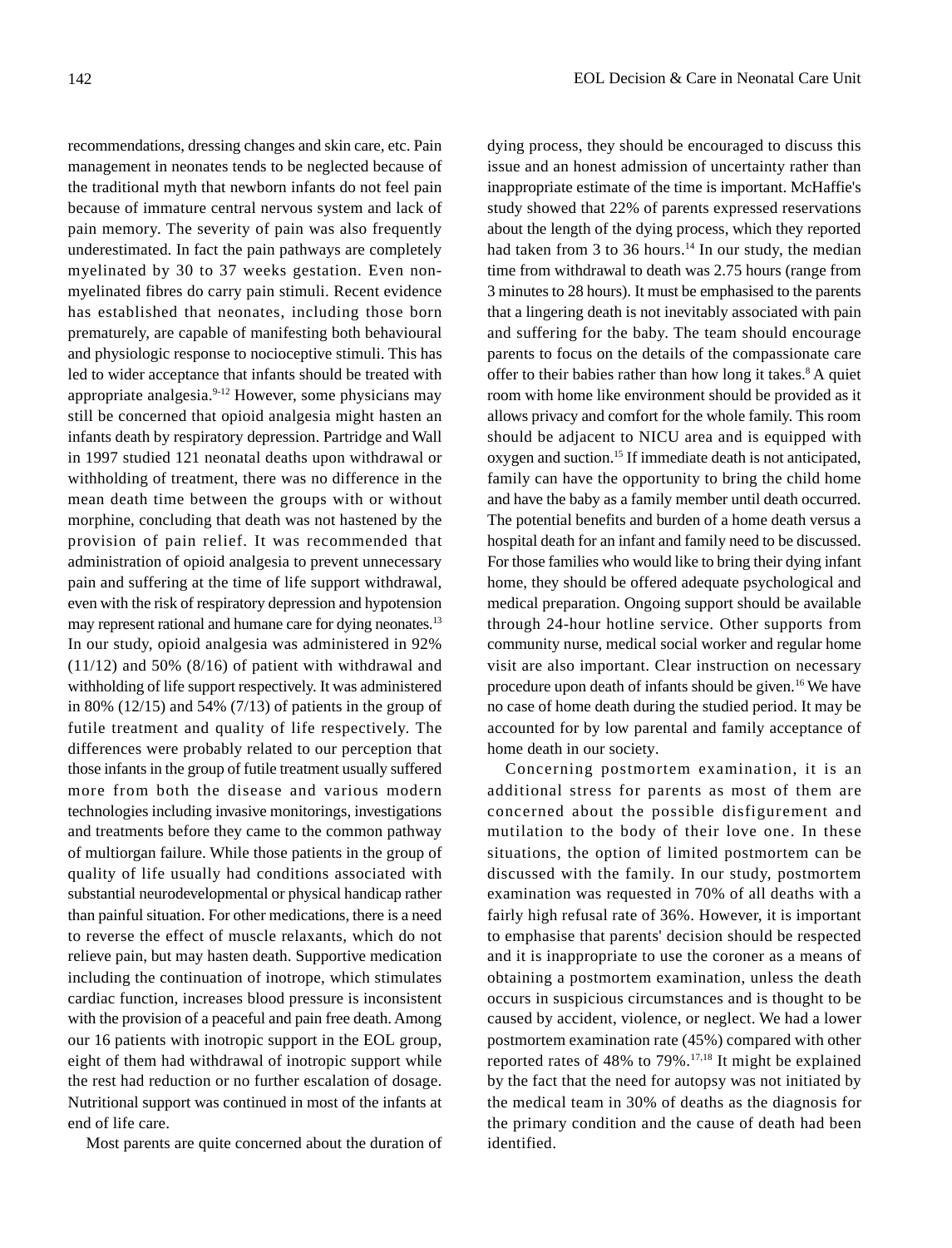recommendations, dressing changes and skin care, etc. Pain management in neonates tends to be neglected because of the traditional myth that newborn infants do not feel pain because of immature central nervous system and lack of pain memory. The severity of pain was also frequently underestimated. In fact the pain pathways are completely myelinated by 30 to 37 weeks gestation. Even non-myelinated fibres do carry pain stimuli. Recent evidence has established that neonates, including those born prematurely, are capable of manifesting both behavioural and physiologic response to nocioceptive stimuli. This has led to wider acceptance that infants should be treated with appropriate analgesia.[9-12] However, some physicians may still be concerned that opioid analgesia might hasten an infants death by respiratory depression. Partridge and Wall in 1997 studied 121 neonatal deaths upon withdrawal or withholding of treatment, there was no difference in the mean death time between the groups with or without morphine, concluding that death was not hastened by the provision of pain relief. It was recommended that administration of opioid analgesia to prevent unnecessary pain and suffering at the time of life support withdrawal, even with the risk of respiratory depression and hypotension may represent rational and humane care for dying neonates.[13] In our study, opioid analgesia was administered in 92% (11/12) and 50% (8/16) of patient with withdrawal and withholding of life support respectively. It was administered in 80% (12/15) and 54% (7/13) of patients in the group of futile treatment and quality of life respectively. The differences were probably related to our perception that those infants in the group of futile treatment usually suffered more from both the disease and various modern technologies including invasive monitorings, investigations and treatments before they came to the common pathway of multiorgan failure. While those patients in the group of quality of life usually had conditions associated with substantial neurodevelopmental or physical handicap rather than painful situation. For other medications, there is a need to reverse the effect of muscle relaxants, which do not relieve pain, but may hasten death. Supportive medication including the continuation of inotrope, which stimulates cardiac function, increases blood pressure is inconsistent with the provision of a peaceful and pain free death. Among our 16 patients with inotropic support in the EOL group, eight of them had withdrawal of inotropic support while the rest had reduction or no further escalation of dosage. Nutritional support was continued in most of the infants at end of life care.

Most parents are quite concerned about the duration of dying process, they should be encouraged to discuss this issue and an honest admission of uncertainty rather than inappropriate estimate of the time is important. McHaffie's study showed that 22% of parents expressed reservations about the length of the dying process, which they reported had taken from 3 to 36 hours.[14] In our study, the median time from withdrawal to death was 2.75 hours (range from 3 minutes to 28 hours). It must be emphasised to the parents that a lingering death is not inevitably associated with pain and suffering for the baby. The team should encourage parents to focus on the details of the compassionate care offer to their babies rather than how long it takes.[8] A quiet room with home like environment should be provided as it allows privacy and comfort for the whole family. This room should be adjacent to NICU area and is equipped with oxygen and suction.[15] If immediate death is not anticipated, family can have the opportunity to bring the child home and have the baby as a family member until death occurred. The potential benefits and burden of a home death versus a hospital death for an infant and family need to be discussed. For those families who would like to bring their dying infant home, they should be offered adequate psychological and medical preparation. Ongoing support should be available through 24-hour hotline service. Other supports from community nurse, medical social worker and regular home visit are also important. Clear instruction on necessary procedure upon death of infants should be given.[16] We have no case of home death during the studied period. It may be accounted for by low parental and family acceptance of home death in our society.

Concerning postmortem examination, it is an additional stress for parents as most of them are concerned about the possible disfigurement and mutilation to the body of their love one. In these situations, the option of limited postmortem can be discussed with the family. In our study, postmortem examination was requested in 70% of all deaths with a fairly high refusal rate of 36%. However, it is important to emphasise that parents' decision should be respected and it is inappropriate to use the coroner as a means of obtaining a postmortem examination, unless the death occurs in suspicious circumstances and is thought to be caused by accident, violence, or neglect. We had a lower postmortem examination rate (45%) compared with other reported rates of 48% to 79%.[17,18] It might be explained by the fact that the need for autopsy was not initiated by the medical team in 30% of deaths as the diagnosis for the primary condition and the cause of death had been identified.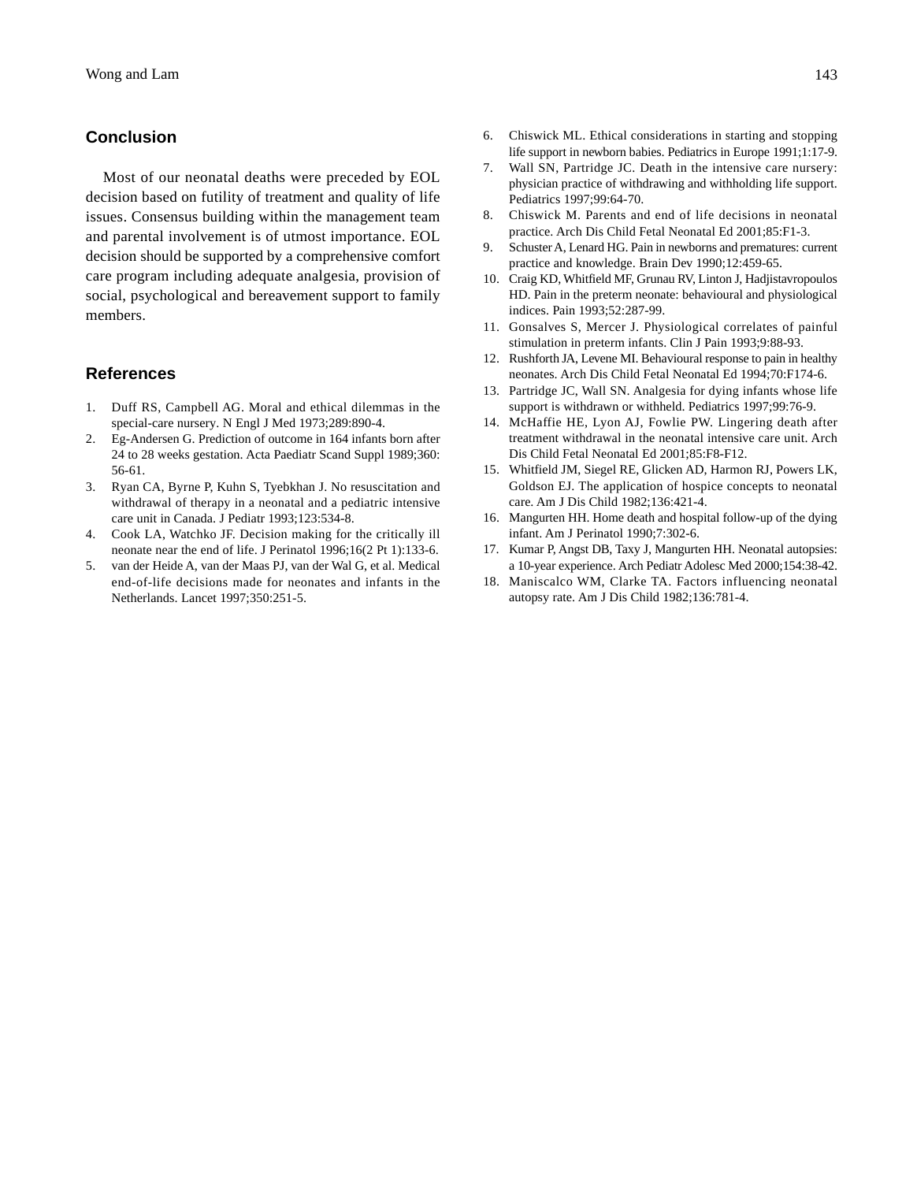## Conclusion

Most of our neonatal deaths were preceded by EOL decision based on futility of treatment and quality of life issues. Consensus building within the management team and parental involvement is of utmost importance. EOL decision should be supported by a comprehensive comfort care program including adequate analgesia, provision of social, psychological and bereavement support to family members.

## References

1. Duff RS, Campbell AG. Moral and ethical dilemmas in the special-care nursery. N Engl J Med 1973;289:890-4.
2. Eg-Andersen G. Prediction of outcome in 164 infants born after 24 to 28 weeks gestation. Acta Paediatr Scand Suppl 1989;360: 56-61.
3. Ryan CA, Byrne P, Kuhn S, Tyebkhan J. No resuscitation and withdrawal of therapy in a neonatal and a pediatric intensive care unit in Canada. J Pediatr 1993;123:534-8.
4. Cook LA, Watchko JF. Decision making for the critically ill neonate near the end of life. J Perinatol 1996;16(2 Pt 1):133-6.
5. van der Heide A, van der Maas PJ, van der Wal G, et al. Medical end-of-life decisions made for neonates and infants in the Netherlands. Lancet 1997;350:251-5.
6. Chiswick ML. Ethical considerations in starting and stopping life support in newborn babies. Pediatrics in Europe 1991;1:17-9.
7. Wall SN, Partridge JC. Death in the intensive care nursery: physician practice of withdrawing and withholding life support. Pediatrics 1997;99:64-70.
8. Chiswick M. Parents and end of life decisions in neonatal practice. Arch Dis Child Fetal Neonatal Ed 2001;85:F1-3.
9. Schuster A, Lenard HG. Pain in newborns and prematures: current practice and knowledge. Brain Dev 1990;12:459-65.
10. Craig KD, Whitfield MF, Grunau RV, Linton J, Hadjistavropoulos HD. Pain in the preterm neonate: behavioural and physiological indices. Pain 1993;52:287-99.
11. Gonsalves S, Mercer J. Physiological correlates of painful stimulation in preterm infants. Clin J Pain 1993;9:88-93.
12. Rushforth JA, Levene MI. Behavioural response to pain in healthy neonates. Arch Dis Child Fetal Neonatal Ed 1994;70:F174-6.
13. Partridge JC, Wall SN. Analgesia for dying infants whose life support is withdrawn or withheld. Pediatrics 1997;99:76-9.
14. McHaffie HE, Lyon AJ, Fowlie PW. Lingering death after treatment withdrawal in the neonatal intensive care unit. Arch Dis Child Fetal Neonatal Ed 2001;85:F8-F12.
15. Whitfield JM, Siegel RE, Glicken AD, Harmon RJ, Powers LK, Goldson EJ. The application of hospice concepts to neonatal care. Am J Dis Child 1982;136:421-4.
16. Mangurten HH. Home death and hospital follow-up of the dying infant. Am J Perinatol 1990;7:302-6.
17. Kumar P, Angst DB, Taxy J, Mangurten HH. Neonatal autopsies: a 10-year experience. Arch Pediatr Adolesc Med 2000;154:38-42.
18. Maniscalco WM, Clarke TA. Factors influencing neonatal autopsy rate. Am J Dis Child 1982;136:781-4.